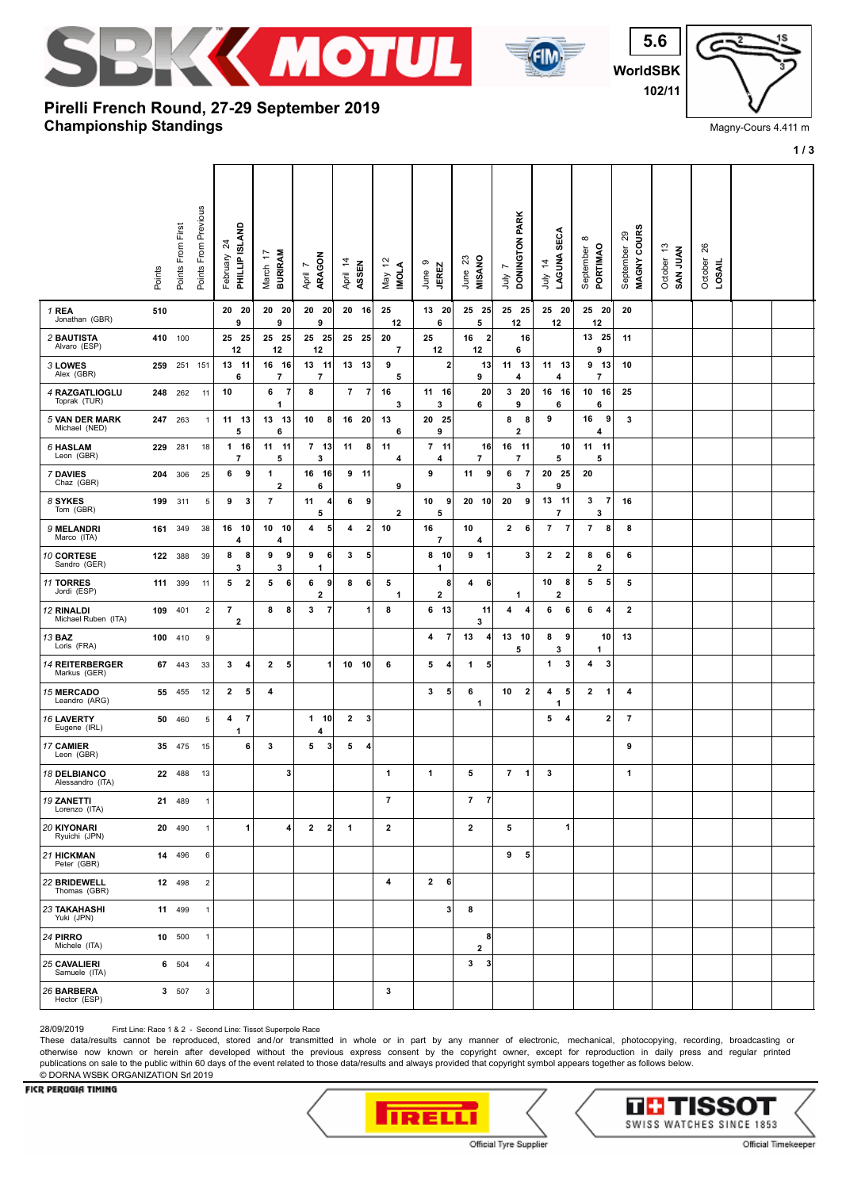# Pirelli French Round, 27-29 September 2019
## Championship Standings

WorldSBK 5.6 102/11

Magny-Cours 4.411 m

| Rider | Points | Points From First | Points From Previous | February 24 PHILLIP ISLAND | March 17 BURIRAM | April 7 ARAGON | April 14 ASSEN | May 12 IMOLA | June 9 JEREZ | June 23 MISANO | July 7 DONINGTON PARK | July 14 LAGUNA SECA | September 8 PORTIMAO | September 29 MAGNY COURS | October 13 SAN JUAN | October 26 LOSAIL |
|---|---|---|---|---|---|---|---|---|---|---|---|---|---|---|---|---|
| 1 REA Jonathan (GBR) | 510 | | | 20 20 / 9 | 20 20 / 9 | 20 20 / 9 | 20 16 | 25 / 12 | 13 20 / 6 | 25 25 / 5 | 25 25 / 12 | 25 20 / 12 | 25 20 / 12 | 20 | | |
| 2 BAUTISTA Alvaro (ESP) | 410 | 100 | | 25 25 / 12 | 25 25 / 12 | 25 25 / 12 | 25 25 | 20 / 7 | 25 / 12 | 16 2 / 12 | 16 / 6 | | 13 25 / 9 | 11 | | |
| 3 LOWES Alex (GBR) | 259 | 251 | 151 | 13 11 / 6 | 16 16 / 7 | 13 11 / 7 | 13 13 | 9 / 5 | 2 | 13 / 9 | 11 13 / 4 | 11 13 / 4 | 9 13 / 7 | 10 | | |
| 4 RAZGATLIOGLU Toprak (TUR) | 248 | 262 | 11 | 10 | 6 7 / 1 | 8 | 7 7 | 16 / 3 | 11 16 / 3 | 20 / 6 | 3 20 / 9 | 16 16 / 6 | 10 16 / 6 | 25 | | |
| 5 VAN DER MARK Michael (NED) | 247 | 263 | 1 | 11 13 / 5 | 13 13 / 6 | 10 8 | 16 20 | 13 / 6 | 20 25 / 9 | | 8 8 / 2 | 9 | 16 9 / 4 | 3 | | |
| 6 HASLAM Leon (GBR) | 229 | 281 | 18 | 1 16 / 7 | 11 11 / 5 | 7 13 / 3 | 11 8 | 11 / 4 | 7 11 / 4 | 16 / 7 | 16 11 / 7 | 10 / 5 | 11 11 / 5 | | | |
| 7 DAVIES Chaz (GBR) | 204 | 306 | 25 | 6 9 | 1 / 2 | 16 16 / 6 | 9 11 | 9 | 9 | 11 9 | 6 7 / 3 | 20 25 / 9 | 20 | | | |
| 8 SYKES Tom (GBR) | 199 | 311 | 5 | 9 3 | 7 | 11 4 / 5 | 6 9 | 2 | 10 9 / 5 | 20 10 | 20 9 | 13 11 / 7 | 3 7 / 3 | 16 | | |
| 9 MELANDRI Marco (ITA) | 161 | 349 | 38 | 16 10 / 4 | 10 10 / 4 | 4 5 | 4 2 | 10 | 16 / 7 | 10 / 4 | 2 6 | 7 7 | 7 8 | 8 | | |
| 10 CORTESE Sandro (GER) | 122 | 388 | 39 | 8 8 / 3 | 9 9 / 3 | 9 6 / 1 | 3 5 | | 8 10 / 1 | 9 1 | 3 | 2 2 | 8 6 / 2 | 6 | | |
| 11 TORRES Jordi (ESP) | 111 | 399 | 11 | 5 2 | 5 6 | 6 9 / 2 | 8 6 | 5 / 1 | 8 / 2 | 4 6 | 1 | 10 8 / 2 | 5 5 | 5 | | |
| 12 RINALDI Michael Ruben (ITA) | 109 | 401 | 2 | 7 / 2 | 8 8 | 3 7 | 1 | 8 | 6 13 | 11 / 3 | 4 4 | 6 6 | 6 4 | 2 | | |
| 13 BAZ Loris (FRA) | 100 | 410 | 9 | | | | | | 4 7 | 13 4 | 13 10 / 5 | 8 9 / 3 | 10 / 1 | 13 | | |
| 14 REITERBERGER Markus (GER) | 67 | 443 | 33 | 3 4 | 2 5 | 1 | 10 10 | 6 | 5 4 | 1 5 | | 1 3 | 4 3 | | | |
| 15 MERCADO Leandro (ARG) | 55 | 455 | 12 | 2 5 | 4 | | | | 3 5 | 6 / 1 | 10 2 | 4 5 / 1 | 2 1 | 4 | | |
| 16 LAVERTY Eugene (IRL) | 50 | 460 | 5 | 4 7 / 1 | | 1 10 / 4 | 2 3 | | | | | 5 4 | 2 | 7 | | |
| 17 CAMIER Leon (GBR) | 35 | 475 | 15 | 6 | 3 | 5 3 | 5 4 | | | | | | | 9 | | |
| 18 DELBIANCO Alessandro (ITA) | 22 | 488 | 13 | | 3 | | | 1 | 1 | 5 | 7 1 | 3 | | 1 | | |
| 19 ZANETTI Lorenzo (ITA) | 21 | 489 | 1 | | | | | 7 | | 7 7 | | | | | | |
| 20 KIYONARI Ryuichi (JPN) | 20 | 490 | 1 | 1 | 4 | 2 2 | 1 | 2 | | 2 | 5 | 1 | | | | |
| 21 HICKMAN Peter (GBR) | 14 | 496 | 6 | | | | | | | | 9 5 | | | | | |
| 22 BRIDEWELL Thomas (GBR) | 12 | 498 | 2 | | | | | 4 | 2 6 | | | | | | | |
| 23 TAKAHASHI Yuki (JPN) | 11 | 499 | 1 | | | | | | 3 | 8 | | | | | | |
| 24 PIRRO Michele (ITA) | 10 | 500 | 1 | | | | | | | 8 / 2 | | | | | | |
| 25 CAVALIERI Samuele (ITA) | 6 | 504 | 4 | | | | | | | 3 3 | | | | | | |
| 26 BARBERA Hector (ESP) | 3 | 507 | 3 | | | | | 3 | | | | | | | | |

28/09/2019 First Line: Race 1 & 2 - Second Line: Tissot Superpole Race

These data/results cannot be reproduced, stored and/or transmitted in whole or in part by any manner of electronic, mechanical, photocopying, recording, broadcasting or otherwise now known or herein after developed without the previous express consent by the copyright owner, except for reproduction in daily press and regular printed publications on sale to the public within 60 days of the event related to those data/results and always provided that copyright symbol appears together as follows below.

© DORNA WSBK ORGANIZATION Srl 2019

FICR PERUGIA TIMING

Official Tyre Supplier — PIRELLI

Official Timekeeper — TISSOT SWISS WATCHES SINCE 1853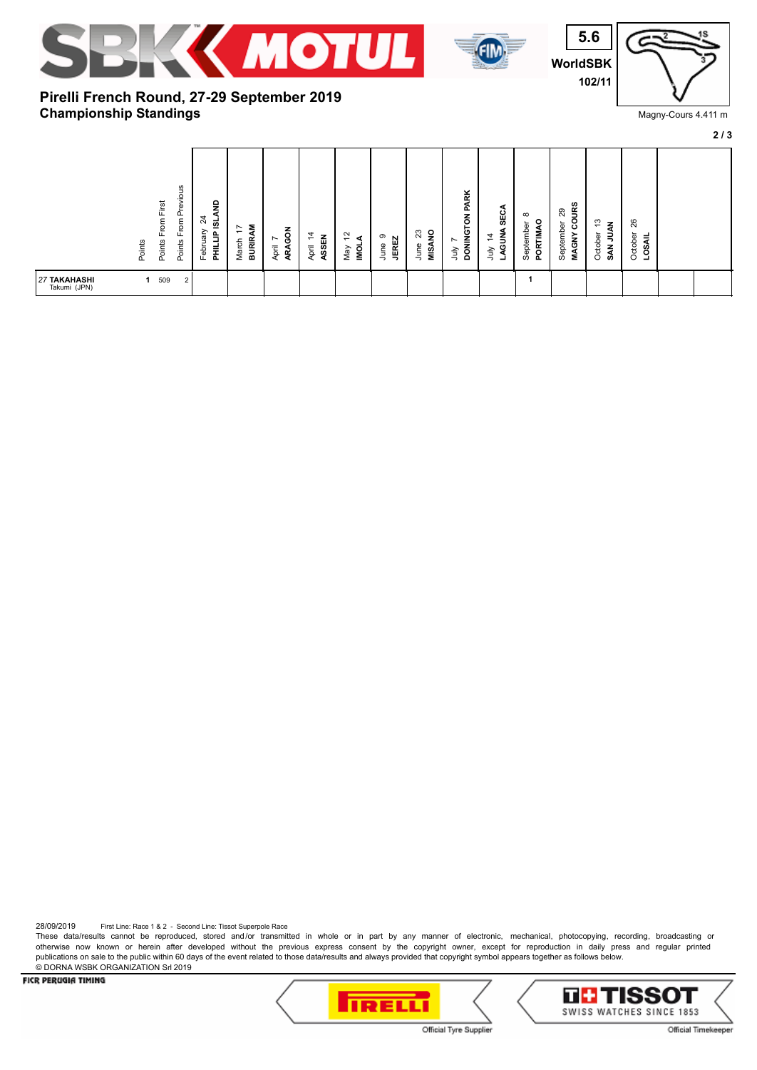# Pirelli French Round, 27-29 September 2019
## Championship Standings

5.6 WorldSBK 102/11

Magny-Cours 4.411 m

| | Points | Points From First | Points From Previous | February 24 PHILLIP ISLAND | March 17 BURIRAM | April 7 ARAGON | April 14 ASSEN | May 12 IMOLA | June 9 JEREZ | June 23 MISANO | July 7 DONINGTON PARK | July 14 LAGUNA SECA | September 8 PORTIMAO | September 29 MAGNY COURS | October 13 SAN JUAN | October 26 LOSAIL | | |
|---|---|---|---|---|---|---|---|---|---|---|---|---|---|---|---|---|---|---|
| 27 **TAKAHASHI** Takumi (JPN) | 1 | 509 | 2 | | | | | | | | | | 1 | | | | | |

28/09/2019 First Line: Race 1 & 2 - Second Line: Tissot Superpole Race

These data/results cannot be reproduced, stored and/or transmitted in whole or in part by any manner of electronic, mechanical, photocopying, recording, broadcasting or otherwise now known or herein after developed without the previous express consent by the copyright owner, except for reproduction in daily press and regular printed publications on sale to the public within 60 days of the event related to those data/results and always provided that copyright symbol appears together as follows below.

© DORNA WSBK ORGANIZATION Srl 2019

FICR PERUGIA TIMING

Official Tyre Supplier

Official Timekeeper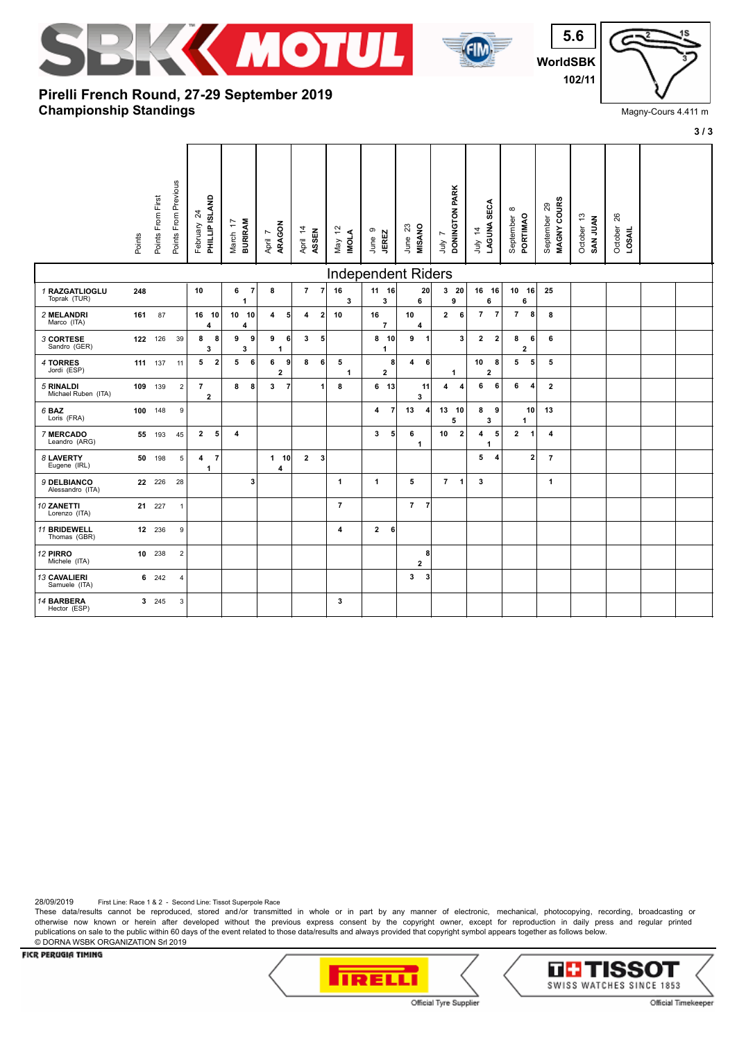# Pirelli French Round, 27-29 September 2019

## Championship Standings

5.6 WorldSBK 102/11

Magny-Cours 4.411 m

### Independent Riders

| Rider | Points | Points From First | Points From Previous | February 24 PHILLIP ISLAND | March 17 BURIRAM | April 7 ARAGON | April 14 ASSEN | May 12 IMOLA | June 9 JEREZ | June 23 MISANO | July 7 DONINGTON PARK | July 14 LAGUNA SECA | September 8 PORTIMAO | September 29 MAGNY COURS | October 13 SAN JUAN | October 26 LOSAIL | |
|---|---|---|---|---|---|---|---|---|---|---|---|---|---|---|---|---|---|
| 1 RAZGATLIOGLU Toprak (TUR) | 248 | | | 10 | 6 7<br>1 | 8 | 7 7 | 16<br>3 | 11 16<br>3 | 20<br>6 | 3 20<br>9 | 16 16<br>6 | 10 16<br>6 | 25 | | | |
| 2 MELANDRI Marco (ITA) | 161 | 87 | | 16 10<br>4 | 10 10<br>4 | 4 5 | 4 2 | 10 | 16<br>7 | 10<br>4 | 2 6 | 7 7 | 7 8 | 8 | | | |
| 3 CORTESE Sandro (GER) | 122 | 126 | 39 | 8 8<br>3 | 9 9<br>3 | 9 6<br>1 | 3 5 | | 8 10<br>1 | 9 1 | 3 | 2 2 | 8 6<br>2 | 6 | | | |
| 4 TORRES Jordi (ESP) | 111 | 137 | 11 | 5 2 | 5 6 | 6 9<br>2 | 8 6 | 5<br>1 | 8<br>2 | 4 6 | 1 | 10 8<br>2 | 5 5 | 5 | | | |
| 5 RINALDI Michael Ruben (ITA) | 109 | 139 | 2 | 7<br>2 | 8 8 | 3 7 | 1 | 8 | 6 13 | 11<br>3 | 4 4 | 6 6 | 6 4 | 2 | | | |
| 6 BAZ Loris (FRA) | 100 | 148 | 9 | | | | | | 4 7 | 13 4 | 13 10<br>5 | 8 9<br>3 | 10<br>1 | 13 | | | |
| 7 MERCADO Leandro (ARG) | 55 | 193 | 45 | 2 5 | 4 | | | | 3 5 | 6<br>1 | 10 2 | 4 5<br>1 | 2 1 | 4 | | | |
| 8 LAVERTY Eugene (IRL) | 50 | 198 | 5 | 4 7<br>1 | | 1 10<br>4 | 2 3 | | | | | 5 4 | 2 | 7 | | | |
| 9 DELBIANCO Alessandro (ITA) | 22 | 226 | 28 | | 3 | | | 1 | 1 | 5 | 7 1 | 3 | | 1 | | | |
| 10 ZANETTI Lorenzo (ITA) | 21 | 227 | 1 | | | | | 7 | | 7 7 | | | | | | | |
| 11 BRIDEWELL Thomas (GBR) | 12 | 236 | 9 | | | | | 4 | 2 6 | | | | | | | | |
| 12 PIRRO Michele (ITA) | 10 | 238 | 2 | | | | | | | 8<br>2 | | | | | | | |
| 13 CAVALIERI Samuele (ITA) | 6 | 242 | 4 | | | | | | | 3 3 | | | | | | | |
| 14 BARBERA Hector (ESP) | 3 | 245 | 3 | | | | | 3 | | | | | | | | | |

28/09/2019 First Line: Race 1 & 2 - Second Line: Tissot Superpole Race

These data/results cannot be reproduced, stored and/or transmitted in whole or in part by any manner of electronic, mechanical, photocopying, recording, broadcasting or otherwise now known or herein after developed without the previous express consent by the copyright owner, except for reproduction in daily press and regular printed publications on sale to the public within 60 days of the event related to those data/results and always provided that copyright symbol appears together as follows below.

© DORNA WSBK ORGANIZATION Srl 2019

FICR PERUGIA TIMING

Official Tyre Supplier

Official Timekeeper